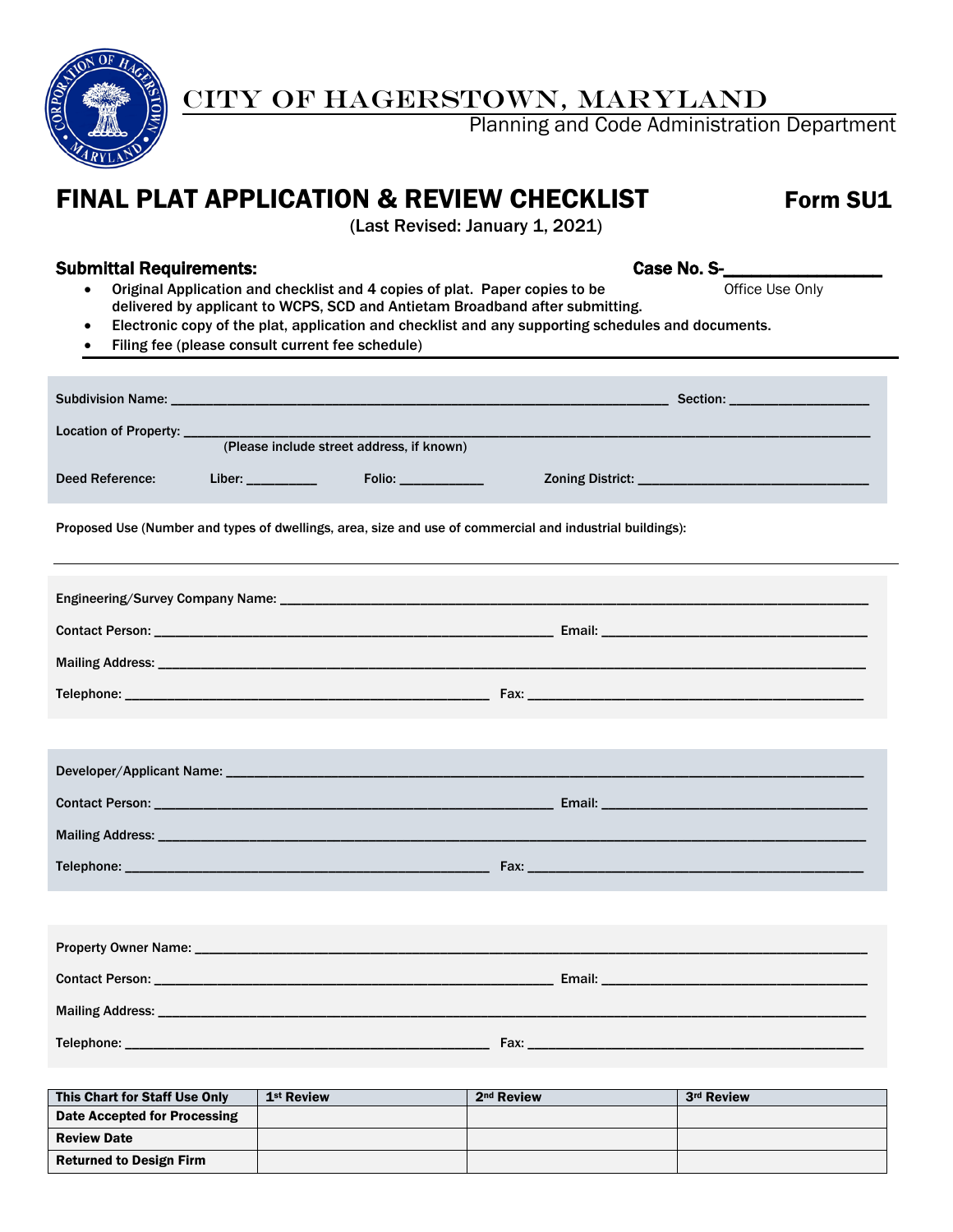# CITY OF HAGERSTOWN, MARYLAND

Planning and Code Administration Department

## FINAL PLAT APPLICATION & REVIEW CHECKLIST

**Form SU1**

(Last Revised: January 1, 2021)

### Submittal Requirements:

**Case No. S-________________**
Office Use Only

- Original Application and checklist and 4 copies of plat. Paper copies to be delivered by applicant to WCPS, SCD and Antietam Broadband after submitting.
- Electronic copy of the plat, application and checklist and any supporting schedules and documents.
- Filing fee (please consult current fee schedule)

---

Subdivision Name: ______________________________________________________________ Section: __________________

Location of Property: ______________________________________________________________________________
(Please include street address, if known)

Deed Reference: Liber: _________ Folio: ___________ Zoning District: _______________________________

Proposed Use (Number and types of dwellings, area, size and use of commercial and industrial buildings):

---

Engineering/Survey Company Name: ____________________________________________________________________

Contact Person: _______________________________________________________ Email: ____________________________________

Mailing Address: ________________________________________________________________________________________

Telephone: __________________________________________________ Fax: ___________________________________________

Developer/Applicant Name: __________________________________________________________________________

Contact Person: _______________________________________________________ Email: ____________________________________

Mailing Address: ________________________________________________________________________________________

Telephone: __________________________________________________ Fax: ___________________________________________

Property Owner Name: ______________________________________________________________________________

Contact Person: _______________________________________________________ Email: ____________________________________

Mailing Address: ________________________________________________________________________________________

Telephone: __________________________________________________ Fax: ___________________________________________

| This Chart for Staff Use Only | 1st Review | 2nd Review | 3rd Review |
|---|---|---|---|
| Date Accepted for Processing | | | |
| Review Date | | | |
| Returned to Design Firm | | | |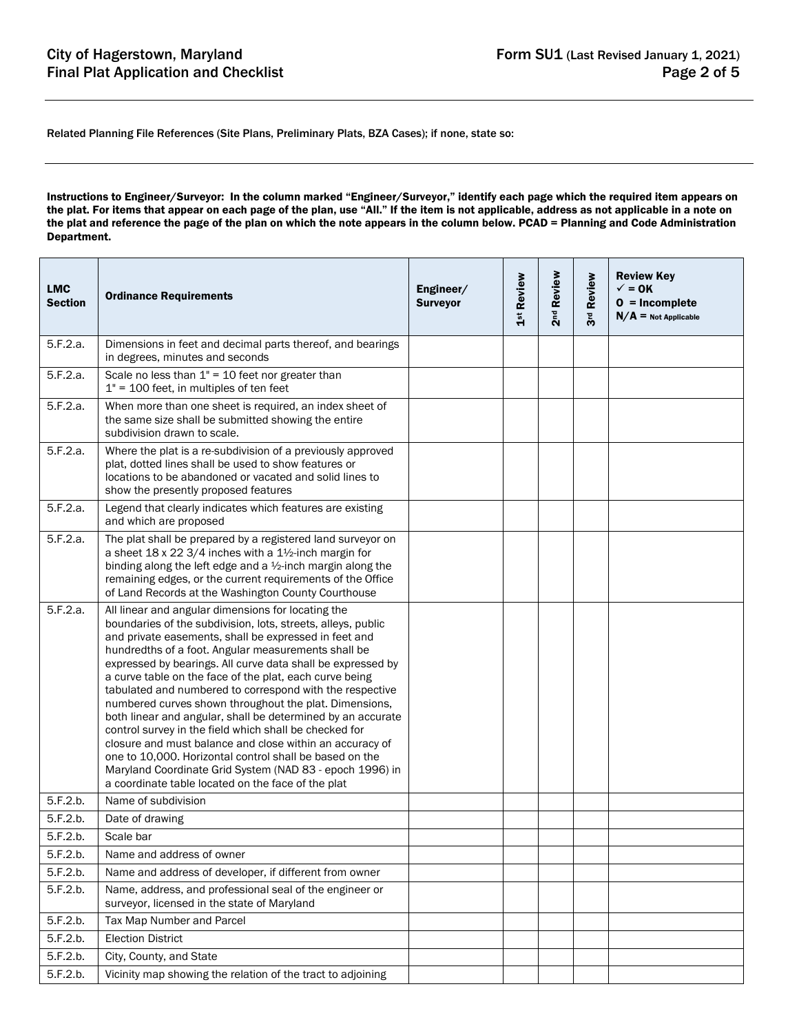Related Planning File References (Site Plans, Preliminary Plats, BZA Cases); if none, state so:

**Instructions to Engineer/Surveyor: In the column marked "Engineer/Surveyor," identify each page which the required item appears on the plat. For items that appear on each page of the plan, use "All." If the item is not applicable, address as not applicable in a note on the plat and reference the page of the plan on which the note appears in the column below. PCAD = Planning and Code Administration Department.**

| LMC Section | Ordinance Requirements | Engineer/ Surveyor | 1st Review | 2nd Review | 3rd Review | Review Key ✓ = OK O = Incomplete N/A = Not Applicable |
|---|---|---|---|---|---|---|
| 5.F.2.a. | Dimensions in feet and decimal parts thereof, and bearings in degrees, minutes and seconds | | | | | |
| 5.F.2.a. | Scale no less than 1" = 10 feet nor greater than 1" = 100 feet, in multiples of ten feet | | | | | |
| 5.F.2.a. | When more than one sheet is required, an index sheet of the same size shall be submitted showing the entire subdivision drawn to scale. | | | | | |
| 5.F.2.a. | Where the plat is a re-subdivision of a previously approved plat, dotted lines shall be used to show features or locations to be abandoned or vacated and solid lines to show the presently proposed features | | | | | |
| 5.F.2.a. | Legend that clearly indicates which features are existing and which are proposed | | | | | |
| 5.F.2.a. | The plat shall be prepared by a registered land surveyor on a sheet 18 x 22 3/4 inches with a 1½-inch margin for binding along the left edge and a ½-inch margin along the remaining edges, or the current requirements of the Office of Land Records at the Washington County Courthouse | | | | | |
| 5.F.2.a. | All linear and angular dimensions for locating the boundaries of the subdivision, lots, streets, alleys, public and private easements, shall be expressed in feet and hundredths of a foot. Angular measurements shall be expressed by bearings. All curve data shall be expressed by a curve table on the face of the plat, each curve being tabulated and numbered to correspond with the respective numbered curves shown throughout the plat. Dimensions, both linear and angular, shall be determined by an accurate control survey in the field which shall be checked for closure and must balance and close within an accuracy of one to 10,000. Horizontal control shall be based on the Maryland Coordinate Grid System (NAD 83 - epoch 1996) in a coordinate table located on the face of the plat | | | | | |
| 5.F.2.b. | Name of subdivision | | | | | |
| 5.F.2.b. | Date of drawing | | | | | |
| 5.F.2.b. | Scale bar | | | | | |
| 5.F.2.b. | Name and address of owner | | | | | |
| 5.F.2.b. | Name and address of developer, if different from owner | | | | | |
| 5.F.2.b. | Name, address, and professional seal of the engineer or surveyor, licensed in the state of Maryland | | | | | |
| 5.F.2.b. | Tax Map Number and Parcel | | | | | |
| 5.F.2.b. | Election District | | | | | |
| 5.F.2.b. | City, County, and State | | | | | |
| 5.F.2.b. | Vicinity map showing the relation of the tract to adjoining | | | | | |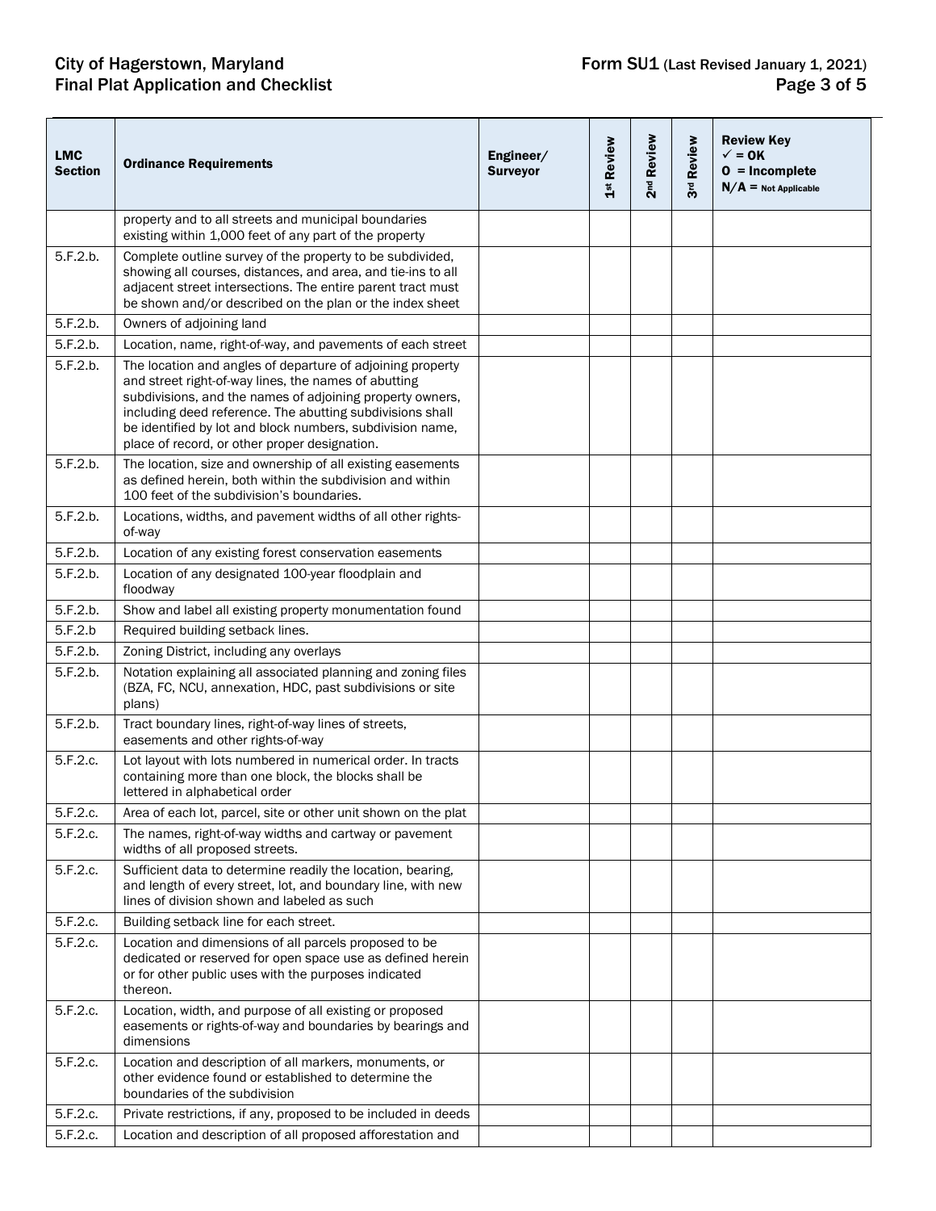| LMC Section | Ordinance Requirements | Engineer/ Surveyor | 1st Review | 2nd Review | 3rd Review | Review Key ✓ = OK O = Incomplete N/A = Not Applicable |
|---|---|---|---|---|---|---|
| | property and to all streets and municipal boundaries existing within 1,000 feet of any part of the property | | | | | |
| 5.F.2.b. | Complete outline survey of the property to be subdivided, showing all courses, distances, and area, and tie-ins to all adjacent street intersections. The entire parent tract must be shown and/or described on the plan or the index sheet | | | | | |
| 5.F.2.b. | Owners of adjoining land | | | | | |
| 5.F.2.b. | Location, name, right-of-way, and pavements of each street | | | | | |
| 5.F.2.b. | The location and angles of departure of adjoining property and street right-of-way lines, the names of abutting subdivisions, and the names of adjoining property owners, including deed reference. The abutting subdivisions shall be identified by lot and block numbers, subdivision name, place of record, or other proper designation. | | | | | |
| 5.F.2.b. | The location, size and ownership of all existing easements as defined herein, both within the subdivision and within 100 feet of the subdivision's boundaries. | | | | | |
| 5.F.2.b. | Locations, widths, and pavement widths of all other rights-of-way | | | | | |
| 5.F.2.b. | Location of any existing forest conservation easements | | | | | |
| 5.F.2.b. | Location of any designated 100-year floodplain and floodway | | | | | |
| 5.F.2.b. | Show and label all existing property monumentation found | | | | | |
| 5.F.2.b | Required building setback lines. | | | | | |
| 5.F.2.b. | Zoning District, including any overlays | | | | | |
| 5.F.2.b. | Notation explaining all associated planning and zoning files (BZA, FC, NCU, annexation, HDC, past subdivisions or site plans) | | | | | |
| 5.F.2.b. | Tract boundary lines, right-of-way lines of streets, easements and other rights-of-way | | | | | |
| 5.F.2.c. | Lot layout with lots numbered in numerical order. In tracts containing more than one block, the blocks shall be lettered in alphabetical order | | | | | |
| 5.F.2.c. | Area of each lot, parcel, site or other unit shown on the plat | | | | | |
| 5.F.2.c. | The names, right-of-way widths and cartway or pavement widths of all proposed streets. | | | | | |
| 5.F.2.c. | Sufficient data to determine readily the location, bearing, and length of every street, lot, and boundary line, with new lines of division shown and labeled as such | | | | | |
| 5.F.2.c. | Building setback line for each street. | | | | | |
| 5.F.2.c. | Location and dimensions of all parcels proposed to be dedicated or reserved for open space use as defined herein or for other public uses with the purposes indicated thereon. | | | | | |
| 5.F.2.c. | Location, width, and purpose of all existing or proposed easements or rights-of-way and boundaries by bearings and dimensions | | | | | |
| 5.F.2.c. | Location and description of all markers, monuments, or other evidence found or established to determine the boundaries of the subdivision | | | | | |
| 5.F.2.c. | Private restrictions, if any, proposed to be included in deeds | | | | | |
| 5.F.2.c. | Location and description of all proposed afforestation and | | | | | |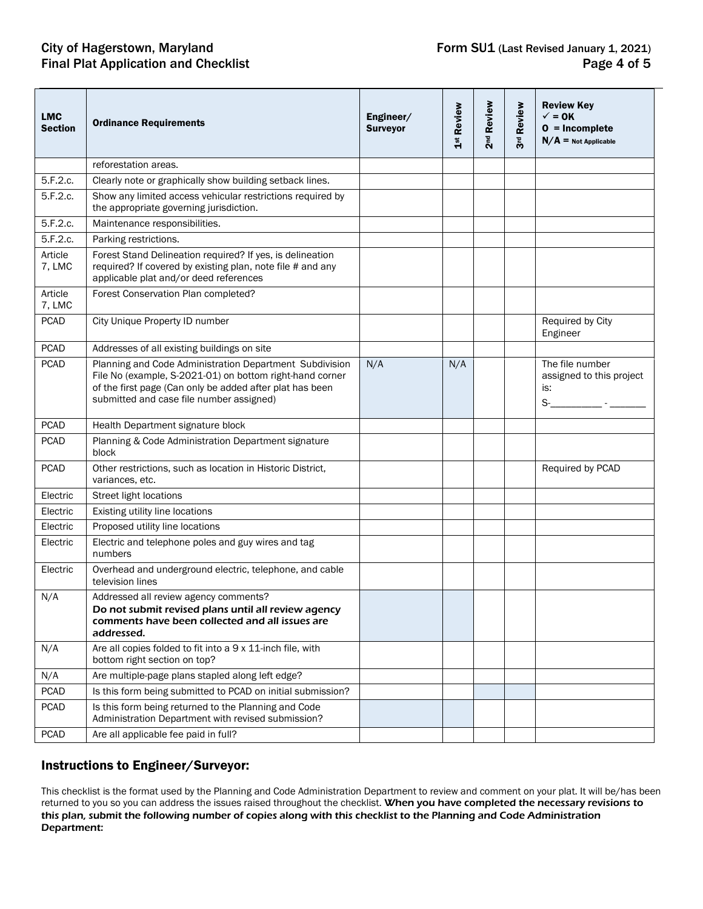| LMC Section | Ordinance Requirements | Engineer/ Surveyor | 1st Review | 2nd Review | 3rd Review | Review Key ✓ = OK O = Incomplete N/A = Not Applicable |
|---|---|---|---|---|---|---|
| | reforestation areas. | | | | | |
| 5.F.2.c. | Clearly note or graphically show building setback lines. | | | | | |
| 5.F.2.c. | Show any limited access vehicular restrictions required by the appropriate governing jurisdiction. | | | | | |
| 5.F.2.c. | Maintenance responsibilities. | | | | | |
| 5.F.2.c. | Parking restrictions. | | | | | |
| Article 7, LMC | Forest Stand Delineation required? If yes, is delineation required? If covered by existing plan, note file # and any applicable plat and/or deed references | | | | | |
| Article 7, LMC | Forest Conservation Plan completed? | | | | | |
| PCAD | City Unique Property ID number | | | | | Required by City Engineer |
| PCAD | Addresses of all existing buildings on site | | | | | |
| PCAD | Planning and Code Administration Department Subdivision File No (example, S-2021-01) on bottom right-hand corner of the first page (Can only be added after plat has been submitted and case file number assigned) | N/A | N/A | | | The file number assigned to this project is: S-__________ - _______ |
| PCAD | Health Department signature block | | | | | |
| PCAD | Planning & Code Administration Department signature block | | | | | |
| PCAD | Other restrictions, such as location in Historic District, variances, etc. | | | | | Required by PCAD |
| Electric | Street light locations | | | | | |
| Electric | Existing utility line locations | | | | | |
| Electric | Proposed utility line locations | | | | | |
| Electric | Electric and telephone poles and guy wires and tag numbers | | | | | |
| Electric | Overhead and underground electric, telephone, and cable television lines | | | | | |
| N/A | Addressed all review agency comments? ***Do not submit revised plans until all review agency comments have been collected and all issues are addressed.*** | | | | | |
| N/A | Are all copies folded to fit into a 9 x 11-inch file, with bottom right section on top? | | | | | |
| N/A | Are multiple-page plans stapled along left edge? | | | | | |
| PCAD | Is this form being submitted to PCAD on initial submission? | | | | | |
| PCAD | Is this form being returned to the Planning and Code Administration Department with revised submission? | | | | | |
| PCAD | Are all applicable fee paid in full? | | | | | |

## Instructions to Engineer/Surveyor:

This checklist is the format used by the Planning and Code Administration Department to review and comment on your plat. It will be/has been returned to you so you can address the issues raised throughout the checklist. ***When you have completed the necessary revisions to this plan, submit the following number of copies along with this checklist to the Planning and Code Administration Department:***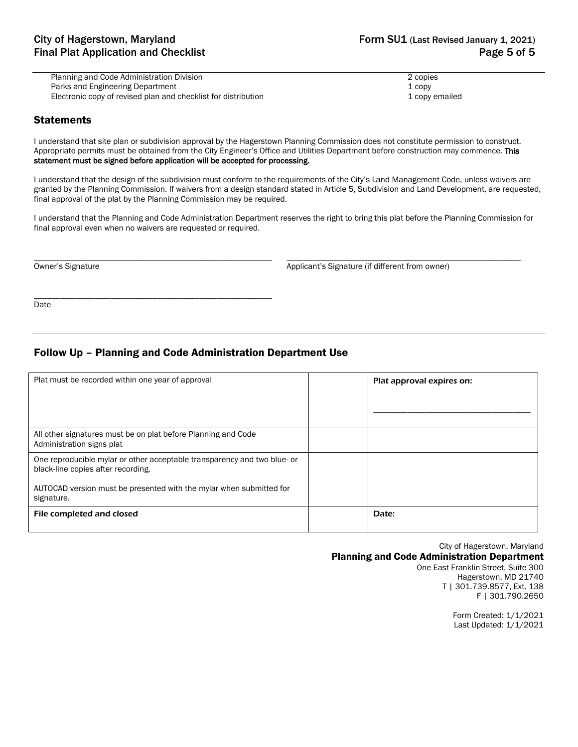| | |
|---|---|
| Planning and Code Administration Division | 2 copies |
| Parks and Engineering Department | 1 copy |
| Electronic copy of revised plan and checklist for distribution | 1 copy emailed |

## Statements

I understand that site plan or subdivision approval by the Hagerstown Planning Commission does not constitute permission to construct. Appropriate permits must be obtained from the City Engineer's Office and Utilities Department before construction may commence. **This statement must be signed before application will be accepted for processing.**

I understand that the design of the subdivision must conform to the requirements of the City's Land Management Code, unless waivers are granted by the Planning Commission. If waivers from a design standard stated in Article 5, Subdivision and Land Development, are requested, final approval of the plat by the Planning Commission may be required.

I understand that the Planning and Code Administration Department reserves the right to bring this plat before the Planning Commission for final approval even when no waivers are requested or required.

_______________________________________ Owner's Signature

_______________________________________ Applicant's Signature (if different from owner)

_______________________________________ Date

## Follow Up – Planning and Code Administration Department Use

| | | |
|---|---|---|
| Plat must be recorded within one year of approval | | Plat approval expires on: ______________________ |
| All other signatures must be on plat before Planning and Code Administration signs plat | | |
| One reproducible mylar or other acceptable transparency and two blue- or black-line copies after recording.<br><br>AUTOCAD version must be presented with the mylar when submitted for signature. | | |
| **File completed and closed** | | **Date:** |

City of Hagerstown, Maryland
**Planning and Code Administration Department**
One East Franklin Street, Suite 300
Hagerstown, MD 21740
T | 301.739.8577, Ext. 138
F | 301.790.2650

Form Created: 1/1/2021
Last Updated: 1/1/2021